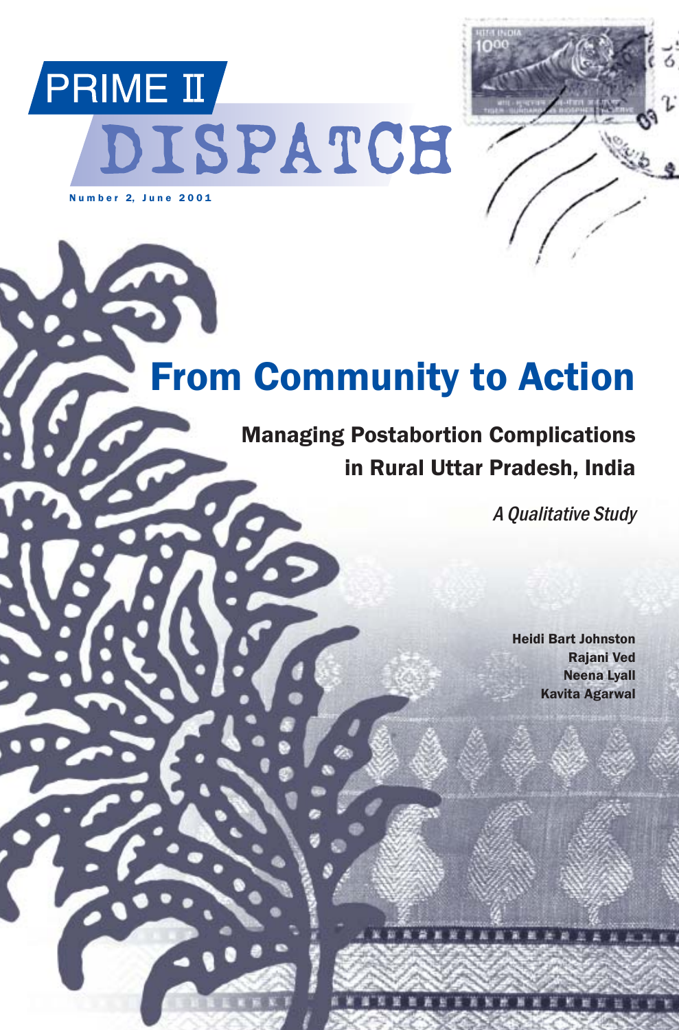PRIME II

# DISPATCH

Number 2, June 2001

# From Community to Action

## Managing Postabortion Complications in Rural Uttar Pradesh, India

*A Qualitative Study*

**Heidi Bart Johnston**
**Rajani Ved**
**Neena Lyall**
**Kavita Agarwal**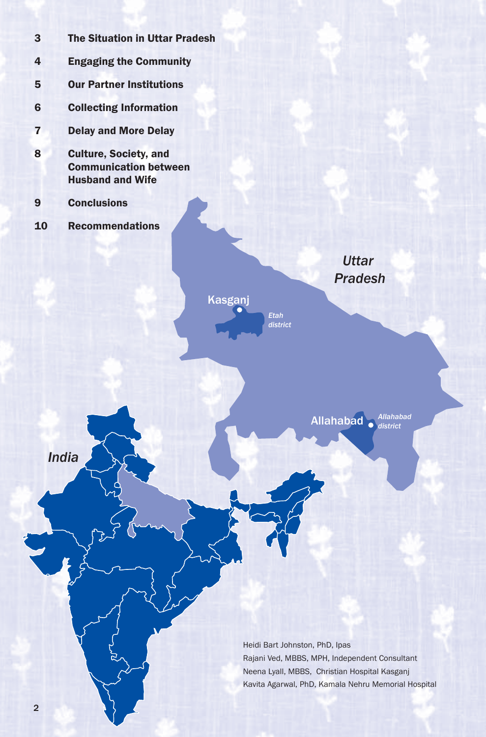| | |
|---|---|
| 3 | **The Situation in Uttar Pradesh** |
| 4 | **Engaging the Community** |
| 5 | **Our Partner Institutions** |
| 6 | **Collecting Information** |
| 7 | **Delay and More Delay** |
| 8 | **Culture, Society, and Communication between Husband and Wife** |
| 9 | **Conclusions** |
| 10 | **Recommendations** |

*Uttar Pradesh*

Kasganj

*Etah district*

Allahabad

*Allahabad district*

*India*

Heidi Bart Johnston, PhD, Ipas
Rajani Ved, MBBS, MPH, Independent Consultant
Neena Lyall, MBBS, Christian Hospital Kasganj
Kavita Agarwal, PhD, Kamala Nehru Memorial Hospital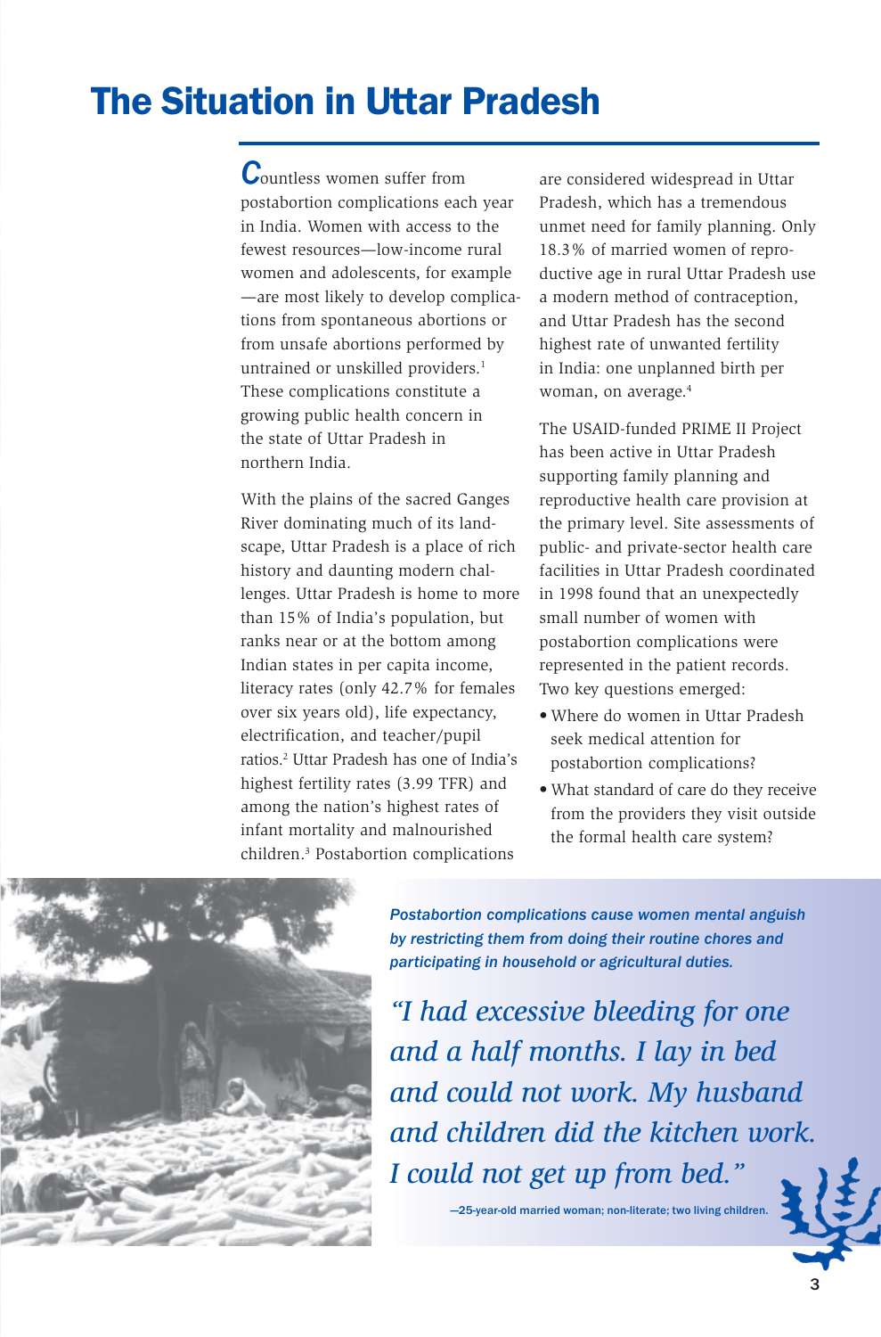# The Situation in Uttar Pradesh

Countless women suffer from postabortion complications each year in India. Women with access to the fewest resources—low-income rural women and adolescents, for example—are most likely to develop complications from spontaneous abortions or from unsafe abortions performed by untrained or unskilled providers.[1] These complications constitute a growing public health concern in the state of Uttar Pradesh in northern India.

With the plains of the sacred Ganges River dominating much of its landscape, Uttar Pradesh is a place of rich history and daunting modern challenges. Uttar Pradesh is home to more than 15% of India's population, but ranks near or at the bottom among Indian states in per capita income, literacy rates (only 42.7% for females over six years old), life expectancy, electrification, and teacher/pupil ratios.[2] Uttar Pradesh has one of India's highest fertility rates (3.99 TFR) and among the nation's highest rates of infant mortality and malnourished children.[3] Postabortion complications are considered widespread in Uttar Pradesh, which has a tremendous unmet need for family planning. Only 18.3% of married women of reproductive age in rural Uttar Pradesh use a modern method of contraception, and Uttar Pradesh has the second highest rate of unwanted fertility in India: one unplanned birth per woman, on average.[4]

The USAID-funded PRIME II Project has been active in Uttar Pradesh supporting family planning and reproductive health care provision at the primary level. Site assessments of public- and private-sector health care facilities in Uttar Pradesh coordinated in 1998 found that an unexpectedly small number of women with postabortion complications were represented in the patient records. Two key questions emerged:

- Where do women in Uttar Pradesh seek medical attention for postabortion complications?
- What standard of care do they receive from the providers they visit outside the formal health care system?

***Postabortion complications cause women mental anguish by restricting them from doing their routine chores and participating in household or agricultural duties.***

*"I had excessive bleeding for one and a half months. I lay in bed and could not work. My husband and children did the kitchen work. I could not get up from bed."*

—25-year-old married woman; non-literate; two living children.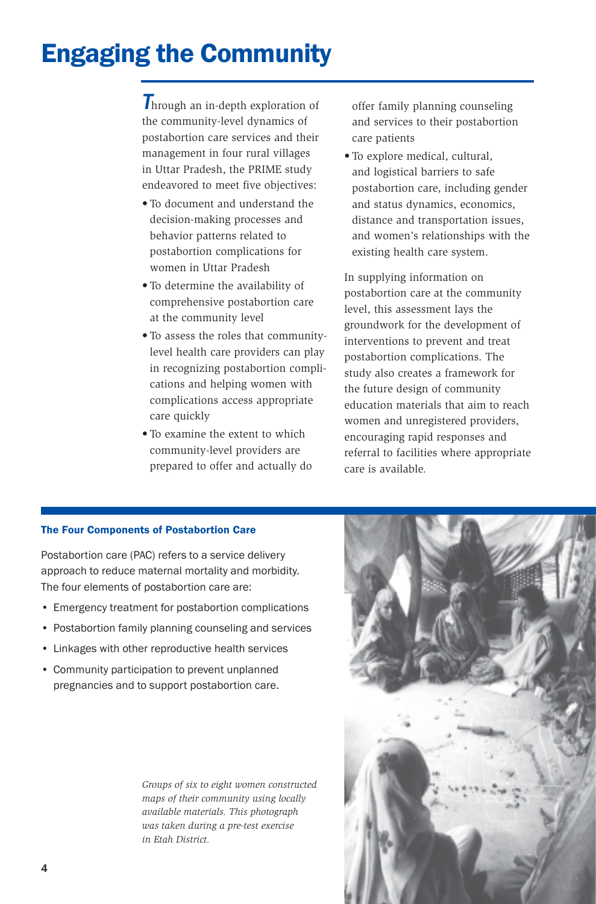# Engaging the Community

Through an in-depth exploration of the community-level dynamics of postabortion care services and their management in four rural villages in Uttar Pradesh, the PRIME study endeavored to meet five objectives:

- To document and understand the decision-making processes and behavior patterns related to postabortion complications for women in Uttar Pradesh
- To determine the availability of comprehensive postabortion care at the community level
- To assess the roles that community-level health care providers can play in recognizing postabortion complications and helping women with complications access appropriate care quickly
- To examine the extent to which community-level providers are prepared to offer and actually do offer family planning counseling and services to their postabortion care patients
- To explore medical, cultural, and logistical barriers to safe postabortion care, including gender and status dynamics, economics, distance and transportation issues, and women's relationships with the existing health care system.

In supplying information on postabortion care at the community level, this assessment lays the groundwork for the development of interventions to prevent and treat postabortion complications. The study also creates a framework for the future design of community education materials that aim to reach women and unregistered providers, encouraging rapid responses and referral to facilities where appropriate care is available.

### The Four Components of Postabortion Care

Postabortion care (PAC) refers to a service delivery approach to reduce maternal mortality and morbidity. The four elements of postabortion care are:

- Emergency treatment for postabortion complications
- Postabortion family planning counseling and services
- Linkages with other reproductive health services
- Community participation to prevent unplanned pregnancies and to support postabortion care.

*Groups of six to eight women constructed maps of their community using locally available materials. This photograph was taken during a pre-test exercise in Etah District.*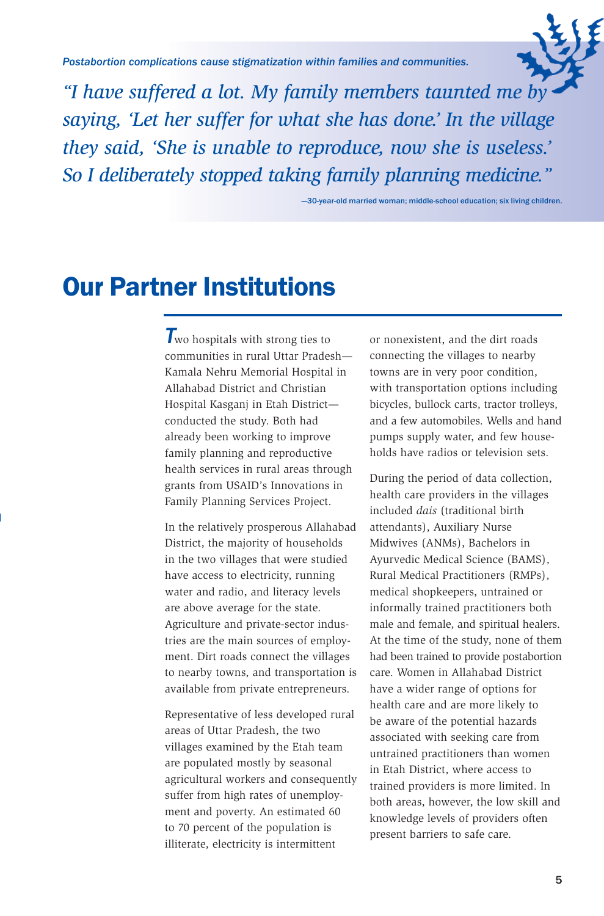*Postabortion complications cause stigmatization within families and communities.*

*"I have suffered a lot. My family members taunted me by saying, 'Let her suffer for what she has done.' In the village they said, 'She is unable to reproduce, now she is useless.' So I deliberately stopped taking family planning medicine."*

—30-year-old married woman; middle-school education; six living children.

# Our Partner Institutions

Two hospitals with strong ties to communities in rural Uttar Pradesh—Kamala Nehru Memorial Hospital in Allahabad District and Christian Hospital Kasganj in Etah District—conducted the study. Both had already been working to improve family planning and reproductive health services in rural areas through grants from USAID's Innovations in Family Planning Services Project.

In the relatively prosperous Allahabad District, the majority of households in the two villages that were studied have access to electricity, running water and radio, and literacy levels are above average for the state. Agriculture and private-sector industries are the main sources of employment. Dirt roads connect the villages to nearby towns, and transportation is available from private entrepreneurs.

Representative of less developed rural areas of Uttar Pradesh, the two villages examined by the Etah team are populated mostly by seasonal agricultural workers and consequently suffer from high rates of unemployment and poverty. An estimated 60 to 70 percent of the population is illiterate, electricity is intermittent or nonexistent, and the dirt roads connecting the villages to nearby towns are in very poor condition, with transportation options including bicycles, bullock carts, tractor trolleys, and a few automobiles. Wells and hand pumps supply water, and few households have radios or television sets.

During the period of data collection, health care providers in the villages included *dais* (traditional birth attendants), Auxiliary Nurse Midwives (ANMs), Bachelors in Ayurvedic Medical Science (BAMS), Rural Medical Practitioners (RMPs), medical shopkeepers, untrained or informally trained practitioners both male and female, and spiritual healers. At the time of the study, none of them had been trained to provide postabortion care. Women in Allahabad District have a wider range of options for health care and are more likely to be aware of the potential hazards associated with seeking care from untrained practitioners than women in Etah District, where access to trained providers is more limited. In both areas, however, the low skill and knowledge levels of providers often present barriers to safe care.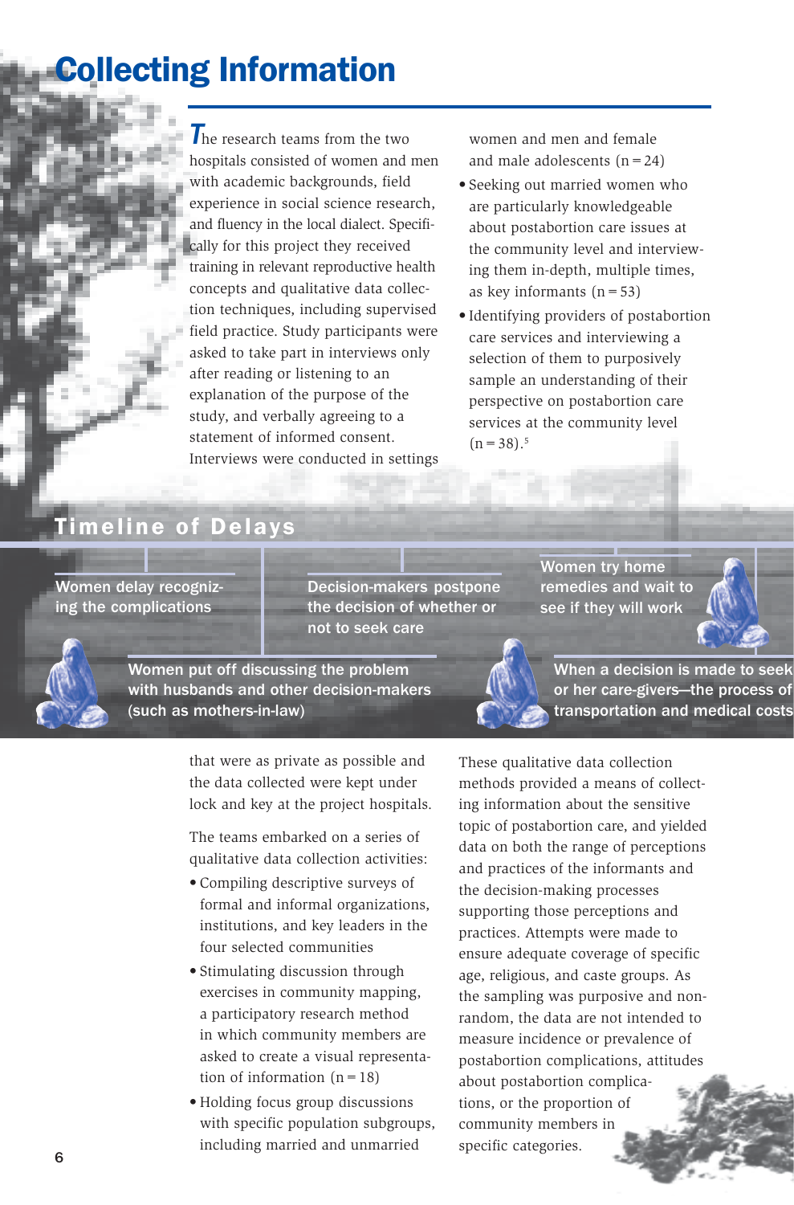# Collecting Information

The research teams from the two hospitals consisted of women and men with academic backgrounds, field experience in social science research, and fluency in the local dialect. Specifically for this project they received training in relevant reproductive health concepts and qualitative data collection techniques, including supervised field practice. Study participants were asked to take part in interviews only after reading or listening to an explanation of the purpose of the study, and verbally agreeing to a statement of informed consent. Interviews were conducted in settings that were as private as possible and the data collected were kept under lock and key at the project hospitals.

The teams embarked on a series of qualitative data collection activities:

- Compiling descriptive surveys of formal and informal organizations, institutions, and key leaders in the four selected communities
- Stimulating discussion through exercises in community mapping, a participatory research method in which community members are asked to create a visual representation of information (n = 18)
- Holding focus group discussions with specific population subgroups, including married and unmarried women and men and female and male adolescents (n = 24)
- Seeking out married women who are particularly knowledgeable about postabortion care issues at the community level and interviewing them in-depth, multiple times, as key informants (n = 53)
- Identifying providers of postabortion care services and interviewing a selection of them to purposively sample an understanding of their perspective on postabortion care services at the community level (n = 38).[5]

These qualitative data collection methods provided a means of collecting information about the sensitive topic of postabortion care, and yielded data on both the range of perceptions and practices of the informants and the decision-making processes supporting those perceptions and practices. Attempts were made to ensure adequate coverage of specific age, religious, and caste groups. As the sampling was purposive and nonrandom, the data are not intended to measure incidence or prevalence of postabortion complications, attitudes about postabortion complications, or the proportion of community members in specific categories.

## Timeline of Delays

- Women delay recognizing the complications
- Women put off discussing the problem with husbands and other decision-makers (such as mothers-in-law)
- Decision-makers postpone the decision of whether or not to seek care
- Women try home remedies and wait to see if they will work
- When a decision is made to seek or her care-givers—the process of transportation and medical costs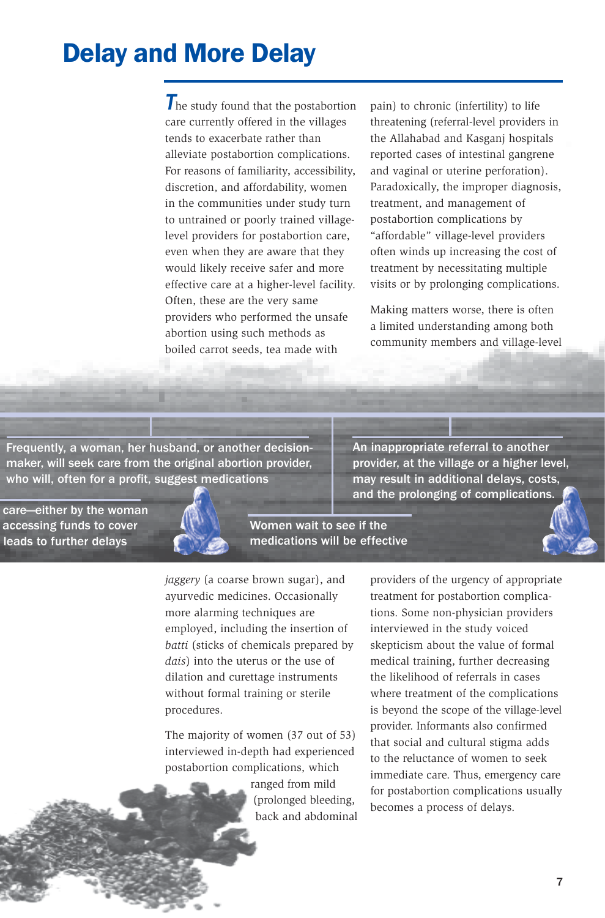# Delay and More Delay

The study found that the postabortion care currently offered in the villages tends to exacerbate rather than alleviate postabortion complications. For reasons of familiarity, accessibility, discretion, and affordability, women in the communities under study turn to untrained or poorly trained village-level providers for postabortion care, even when they are aware that they would likely receive safer and more effective care at a higher-level facility. Often, these are the very same providers who performed the unsafe abortion using such methods as boiled carrot seeds, tea made with *jaggery* (a coarse brown sugar), and ayurvedic medicines. Occasionally more alarming techniques are employed, including the insertion of *batti* (sticks of chemicals prepared by *dais*) into the uterus or the use of dilation and curettage instruments without formal training or sterile procedures.

The majority of women (37 out of 53) interviewed in-depth had experienced postabortion complications, which ranged from mild (prolonged bleeding, back and abdominal pain) to chronic (infertility) to life threatening (referral-level providers in the Allahabad and Kasganj hospitals reported cases of intestinal gangrene and vaginal or uterine perforation). Paradoxically, the improper diagnosis, treatment, and management of postabortion complications by "affordable" village-level providers often winds up increasing the cost of treatment by necessitating multiple visits or by prolonging complications.

Making matters worse, there is often a limited understanding among both community members and village-level providers of the urgency of appropriate treatment for postabortion complications. Some non-physician providers interviewed in the study voiced skepticism about the value of formal medical training, further decreasing the likelihood of referrals in cases where treatment of the complications is beyond the scope of the village-level provider. Informants also confirmed that social and cultural stigma adds to the reluctance of women to seek immediate care. Thus, emergency care for postabortion complications usually becomes a process of delays.

**Frequently, a woman, her husband, or another decision-maker, will seek care from the original abortion provider, who will, often for a profit, suggest medications**

**Women wait to see if the medications will be effective**

**An inappropriate referral to another provider, at the village or a higher level, may result in additional delays, costs, and the prolonging of complications.**

**care—either by the woman accessing funds to cover leads to further delays**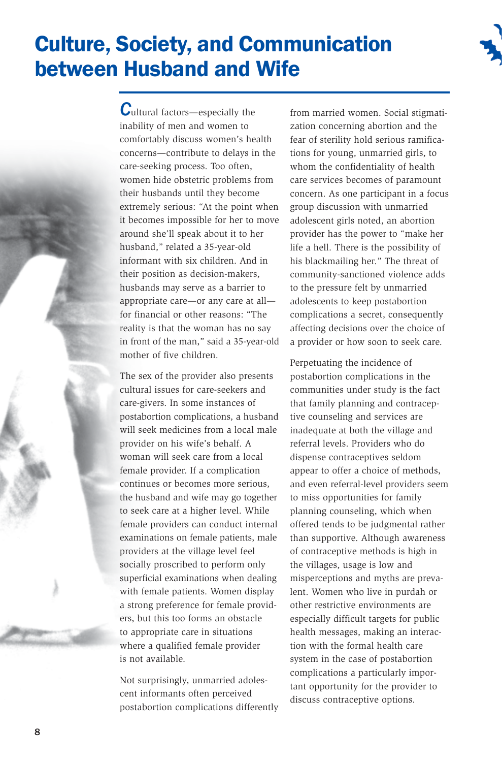# Culture, Society, and Communication between Husband and Wife

Cultural factors—especially the inability of men and women to comfortably discuss women's health concerns—contribute to delays in the care-seeking process. Too often, women hide obstetric problems from their husbands until they become extremely serious: "At the point when it becomes impossible for her to move around she'll speak about it to her husband," related a 35-year-old informant with six children. And in their position as decision-makers, husbands may serve as a barrier to appropriate care—or any care at all—for financial or other reasons: "The reality is that the woman has no say in front of the man," said a 35-year-old mother of five children.

The sex of the provider also presents cultural issues for care-seekers and care-givers. In some instances of postabortion complications, a husband will seek medicines from a local male provider on his wife's behalf. A woman will seek care from a local female provider. If a complication continues or becomes more serious, the husband and wife may go together to seek care at a higher level. While female providers can conduct internal examinations on female patients, male providers at the village level feel socially proscribed to perform only superficial examinations when dealing with female patients. Women display a strong preference for female providers, but this too forms an obstacle to appropriate care in situations where a qualified female provider is not available.

Not surprisingly, unmarried adolescent informants often perceived postabortion complications differently from married women. Social stigmatization concerning abortion and the fear of sterility hold serious ramifications for young, unmarried girls, to whom the confidentiality of health care services becomes of paramount concern. As one participant in a focus group discussion with unmarried adolescent girls noted, an abortion provider has the power to "make her life a hell. There is the possibility of his blackmailing her." The threat of community-sanctioned violence adds to the pressure felt by unmarried adolescents to keep postabortion complications a secret, consequently affecting decisions over the choice of a provider or how soon to seek care.

Perpetuating the incidence of postabortion complications in the communities under study is the fact that family planning and contraceptive counseling and services are inadequate at both the village and referral levels. Providers who do dispense contraceptives seldom appear to offer a choice of methods, and even referral-level providers seem to miss opportunities for family planning counseling, which when offered tends to be judgmental rather than supportive. Although awareness of contraceptive methods is high in the villages, usage is low and misperceptions and myths are prevalent. Women who live in purdah or other restrictive environments are especially difficult targets for public health messages, making an interaction with the formal health care system in the case of postabortion complications a particularly important opportunity for the provider to discuss contraceptive options.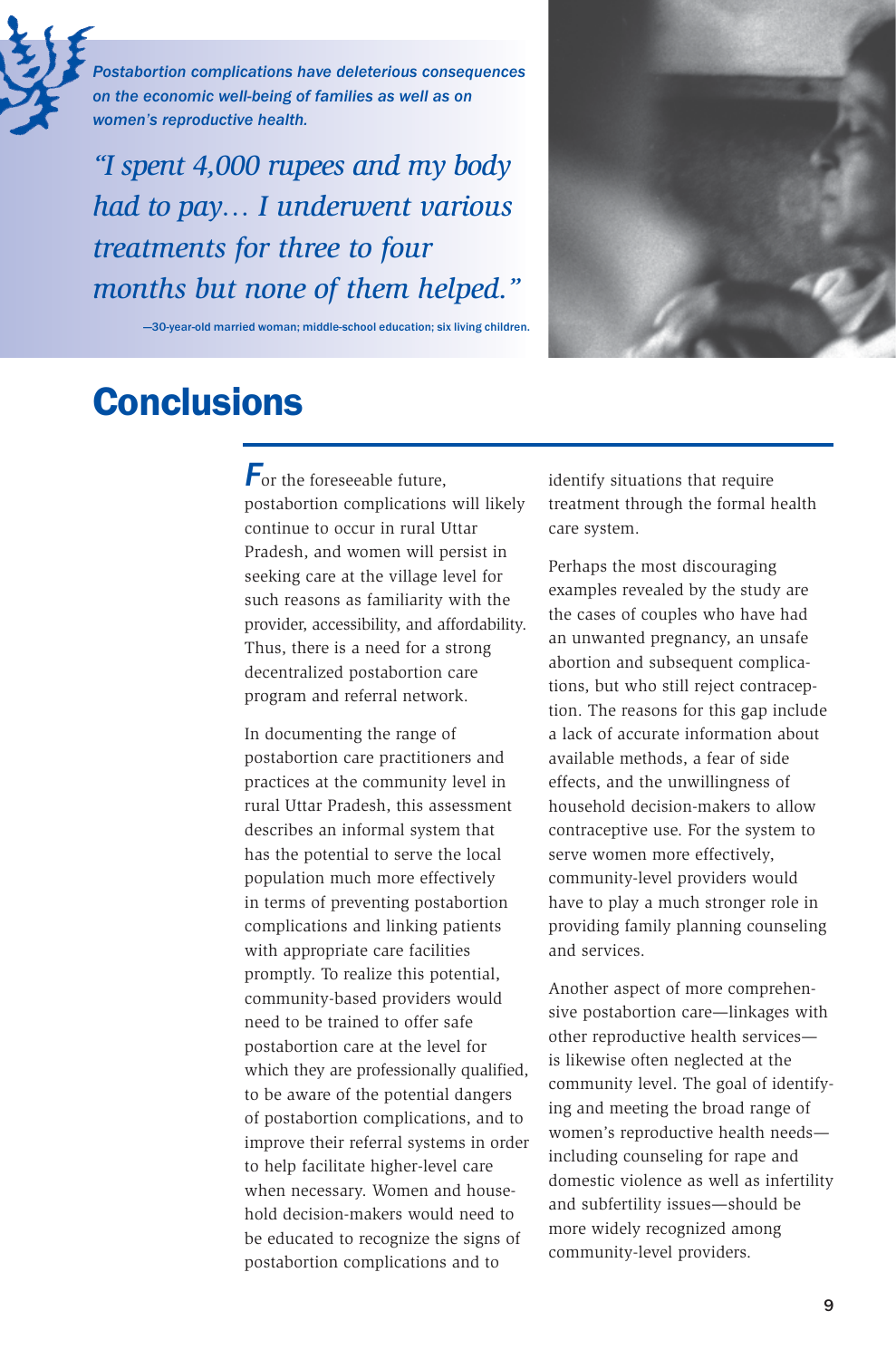*Postabortion complications have deleterious consequences on the economic well-being of families as well as on women's reproductive health.*

*"I spent 4,000 rupees and my body had to pay… I underwent various treatments for three to four months but none of them helped."*

—30-year-old married woman; middle-school education; six living children.

# Conclusions

For the foreseeable future, postabortion complications will likely continue to occur in rural Uttar Pradesh, and women will persist in seeking care at the village level for such reasons as familiarity with the provider, accessibility, and affordability. Thus, there is a need for a strong decentralized postabortion care program and referral network.

In documenting the range of postabortion care practitioners and practices at the community level in rural Uttar Pradesh, this assessment describes an informal system that has the potential to serve the local population much more effectively in terms of preventing postabortion complications and linking patients with appropriate care facilities promptly. To realize this potential, community-based providers would need to be trained to offer safe postabortion care at the level for which they are professionally qualified, to be aware of the potential dangers of postabortion complications, and to improve their referral systems in order to help facilitate higher-level care when necessary. Women and household decision-makers would need to be educated to recognize the signs of postabortion complications and to identify situations that require treatment through the formal health care system.

Perhaps the most discouraging examples revealed by the study are the cases of couples who have had an unwanted pregnancy, an unsafe abortion and subsequent complications, but who still reject contraception. The reasons for this gap include a lack of accurate information about available methods, a fear of side effects, and the unwillingness of household decision-makers to allow contraceptive use. For the system to serve women more effectively, community-level providers would have to play a much stronger role in providing family planning counseling and services.

Another aspect of more comprehensive postabortion care—linkages with other reproductive health services—is likewise often neglected at the community level. The goal of identifying and meeting the broad range of women's reproductive health needs—including counseling for rape and domestic violence as well as infertility and subfertility issues—should be more widely recognized among community-level providers.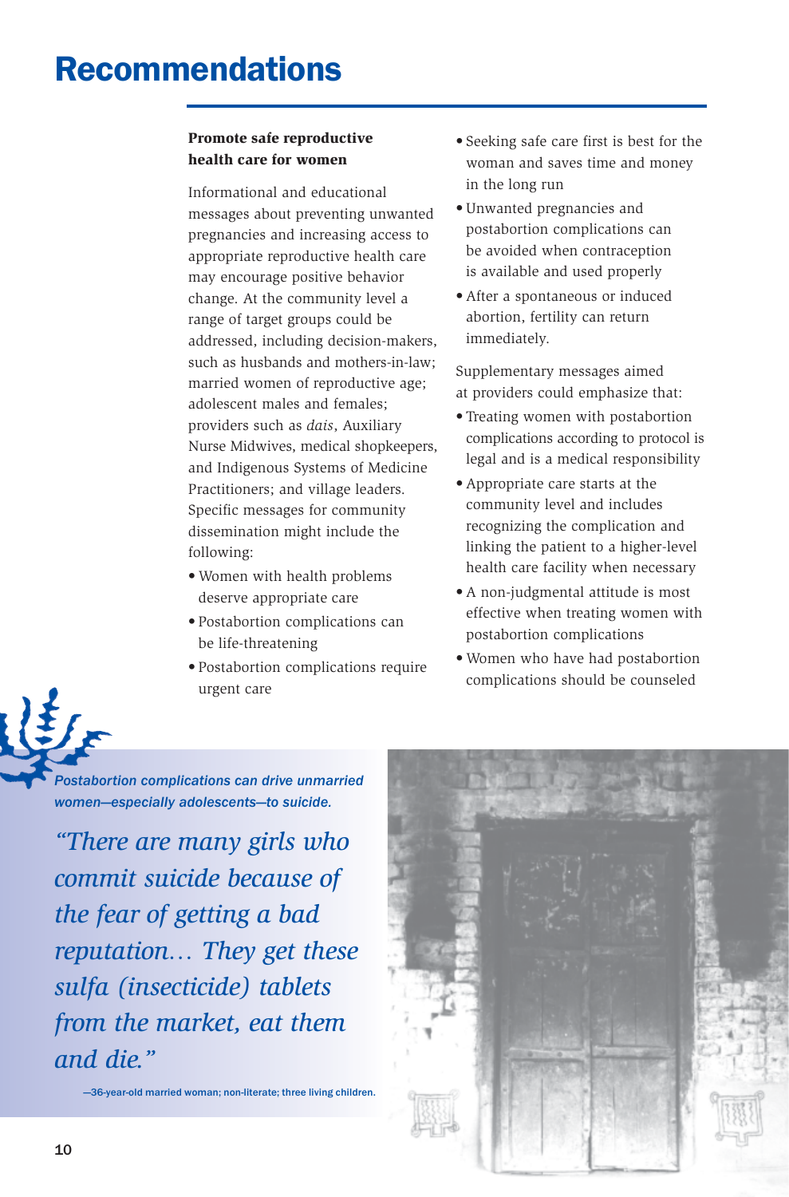# Recommendations

### Promote safe reproductive health care for women

Informational and educational messages about preventing unwanted pregnancies and increasing access to appropriate reproductive health care may encourage positive behavior change. At the community level a range of target groups could be addressed, including decision-makers, such as husbands and mothers-in-law; married women of reproductive age; adolescent males and females; providers such as *dais*, Auxiliary Nurse Midwives, medical shopkeepers, and Indigenous Systems of Medicine Practitioners; and village leaders. Specific messages for community dissemination might include the following:

- Women with health problems deserve appropriate care
- Postabortion complications can be life-threatening
- Postabortion complications require urgent care
- Seeking safe care first is best for the woman and saves time and money in the long run
- Unwanted pregnancies and postabortion complications can be avoided when contraception is available and used properly
- After a spontaneous or induced abortion, fertility can return immediately.

Supplementary messages aimed at providers could emphasize that:

- Treating women with postabortion complications according to protocol is legal and is a medical responsibility
- Appropriate care starts at the community level and includes recognizing the complication and linking the patient to a higher-level health care facility when necessary
- A non-judgmental attitude is most effective when treating women with postabortion complications
- Women who have had postabortion complications should be counseled

*Postabortion complications can drive unmarried women—especially adolescents—to suicide.*

*"There are many girls who commit suicide because of the fear of getting a bad reputation… They get these sulfa (insecticide) tablets from the market, eat them and die."*

—36-year-old married woman; non-literate; three living children.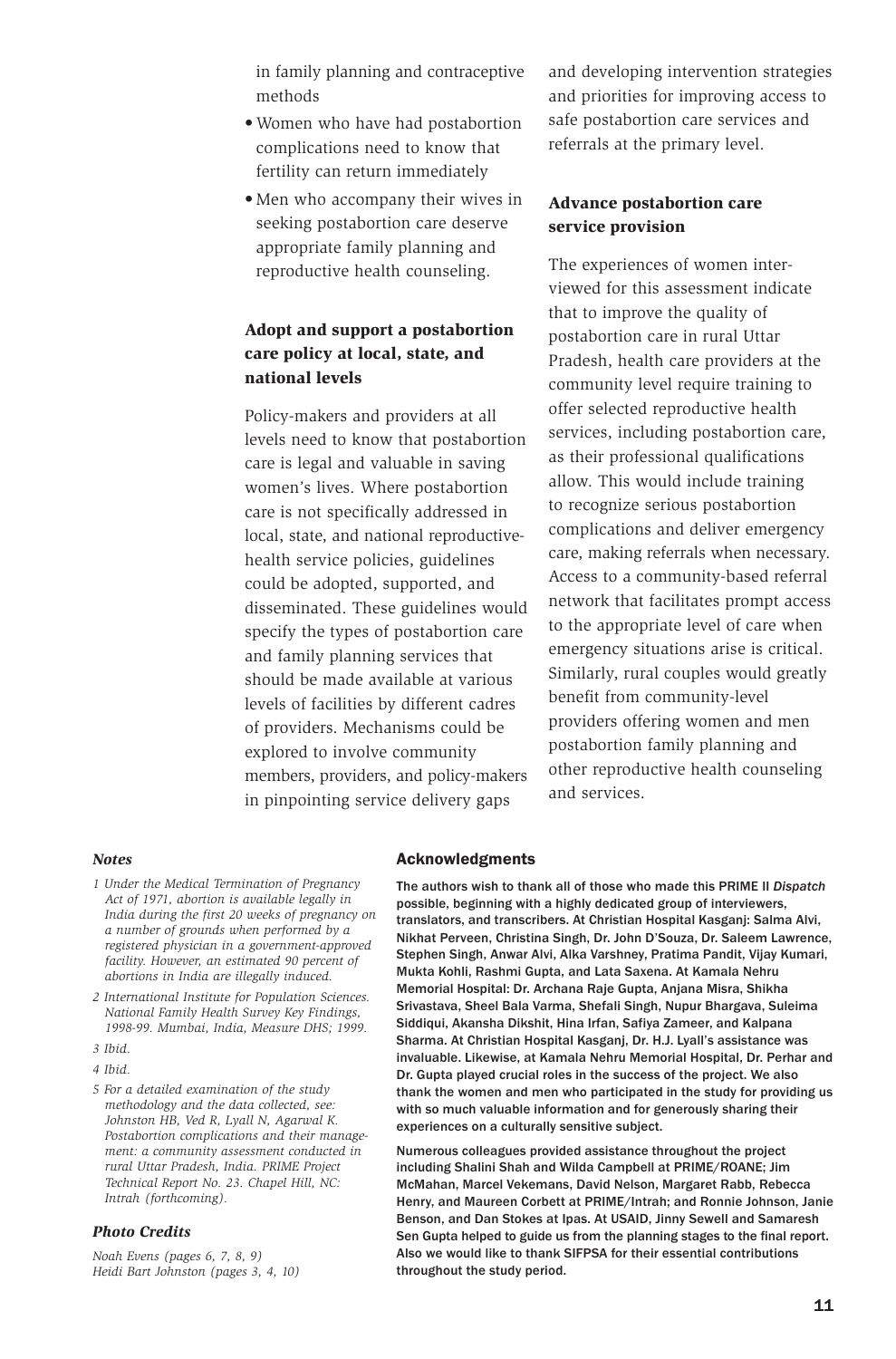in family planning and contraceptive methods

- Women who have had postabortion complications need to know that fertility can return immediately
- Men who accompany their wives in seeking postabortion care deserve appropriate family planning and reproductive health counseling.

### Adopt and support a postabortion care policy at local, state, and national levels

Policy-makers and providers at all levels need to know that postabortion care is legal and valuable in saving women's lives. Where postabortion care is not specifically addressed in local, state, and national reproductive-health service policies, guidelines could be adopted, supported, and disseminated. These guidelines would specify the types of postabortion care and family planning services that should be made available at various levels of facilities by different cadres of providers. Mechanisms could be explored to involve community members, providers, and policy-makers in pinpointing service delivery gaps and developing intervention strategies and priorities for improving access to safe postabortion care services and referrals at the primary level.

### Advance postabortion care service provision

The experiences of women interviewed for this assessment indicate that to improve the quality of postabortion care in rural Uttar Pradesh, health care providers at the community level require training to offer selected reproductive health services, including postabortion care, as their professional qualifications allow. This would include training to recognize serious postabortion complications and deliver emergency care, making referrals when necessary. Access to a community-based referral network that facilitates prompt access to the appropriate level of care when emergency situations arise is critical. Similarly, rural couples would greatly benefit from community-level providers offering women and men postabortion family planning and other reproductive health counseling and services.

### *Notes*

1. *Under the Medical Termination of Pregnancy Act of 1971, abortion is available legally in India during the first 20 weeks of pregnancy on a number of grounds when performed by a registered physician in a government-approved facility. However, an estimated 90 percent of abortions in India are illegally induced.*
2. *International Institute for Population Sciences. National Family Health Survey Key Findings, 1998-99. Mumbai, India, Measure DHS; 1999.*
3. *Ibid.*
4. *Ibid.*
5. *For a detailed examination of the study methodology and the data collected, see: Johnston HB, Ved R, Lyall N, Agarwal K. Postabortion complications and their management: a community assessment conducted in rural Uttar Pradesh, India. PRIME Project Technical Report No. 23. Chapel Hill, NC: Intrah (forthcoming).*

### *Photo Credits*

*Noah Evens (pages 6, 7, 8, 9)*
*Heidi Bart Johnston (pages 3, 4, 10)*

### Acknowledgments

The authors wish to thank all of those who made this PRIME II *Dispatch* possible, beginning with a highly dedicated group of interviewers, translators, and transcribers. At Christian Hospital Kasganj: Salma Alvi, Nikhat Perveen, Christina Singh, Dr. John D'Souza, Dr. Saleem Lawrence, Stephen Singh, Anwar Alvi, Alka Varshney, Pratima Pandit, Vijay Kumari, Mukta Kohli, Rashmi Gupta, and Lata Saxena. At Kamala Nehru Memorial Hospital: Dr. Archana Raje Gupta, Anjana Misra, Shikha Srivastava, Sheel Bala Varma, Shefali Singh, Nupur Bhargava, Suleima Siddiqui, Akansha Dikshit, Hina Irfan, Safiya Zameer, and Kalpana Sharma. At Christian Hospital Kasganj, Dr. H.J. Lyall's assistance was invaluable. Likewise, at Kamala Nehru Memorial Hospital, Dr. Perhar and Dr. Gupta played crucial roles in the success of the project. We also thank the women and men who participated in the study for providing us with so much valuable information and for generously sharing their experiences on a culturally sensitive subject.

Numerous colleagues provided assistance throughout the project including Shalini Shah and Wilda Campbell at PRIME/ROANE; Jim McMahan, Marcel Vekemans, David Nelson, Margaret Rabb, Rebecca Henry, and Maureen Corbett at PRIME/Intrah; and Ronnie Johnson, Janie Benson, and Dan Stokes at Ipas. At USAID, Jinny Sewell and Samaresh Sen Gupta helped to guide us from the planning stages to the final report. Also we would like to thank SIFPSA for their essential contributions throughout the study period.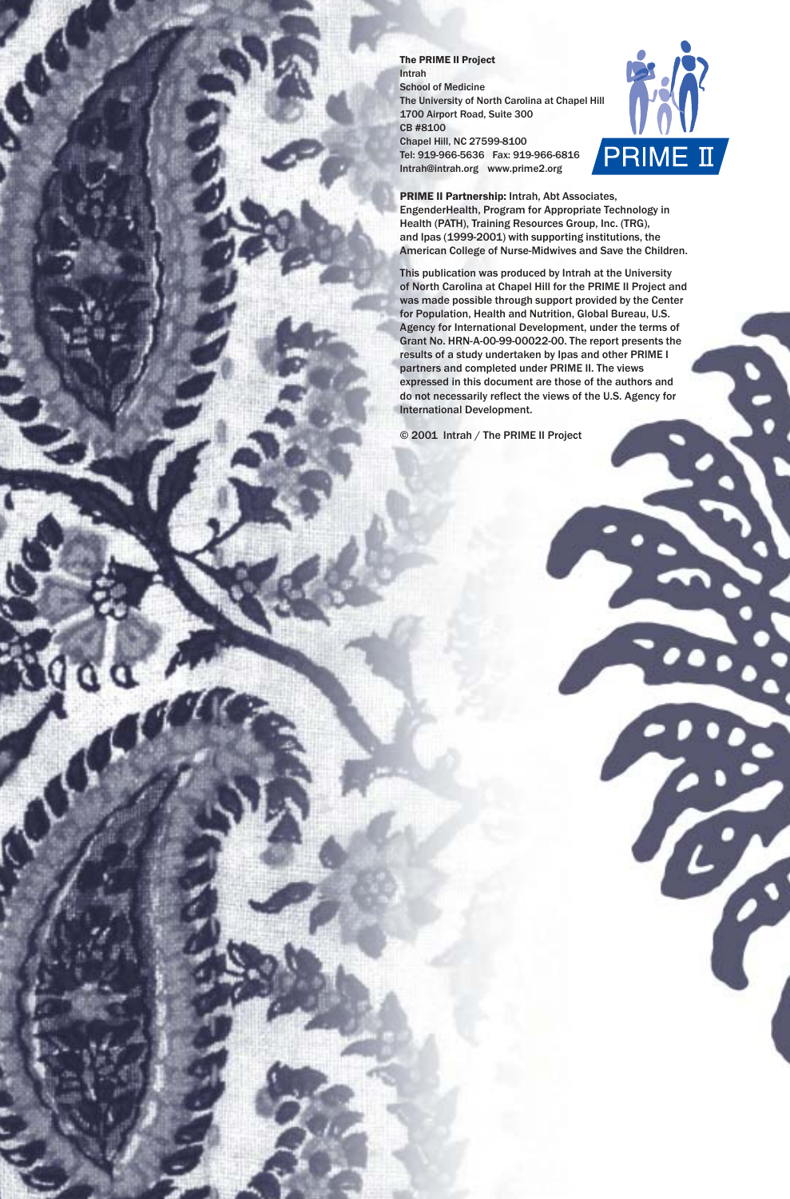**The PRIME II Project**
Intrah
School of Medicine
The University of North Carolina at Chapel Hill
1700 Airport Road, Suite 300
CB #8100
Chapel Hill, NC 27599-8100
Tel: 919-966-5636 Fax: 919-966-6816
Intrah@intrah.org www.prime2.org

PRIME II

**PRIME II Partnership:** Intrah, Abt Associates, EngenderHealth, Program for Appropriate Technology in Health (PATH), Training Resources Group, Inc. (TRG), and Ipas (1999-2001) with supporting institutions, the American College of Nurse-Midwives and Save the Children.

This publication was produced by Intrah at the University of North Carolina at Chapel Hill for the PRIME II Project and was made possible through support provided by the Center for Population, Health and Nutrition, Global Bureau, U.S. Agency for International Development, under the terms of Grant No. HRN-A-00-99-00022-00. The report presents the results of a study undertaken by Ipas and other PRIME I partners and completed under PRIME II. The views expressed in this document are those of the authors and do not necessarily reflect the views of the U.S. Agency for International Development.

© 2001 Intrah / The PRIME II Project